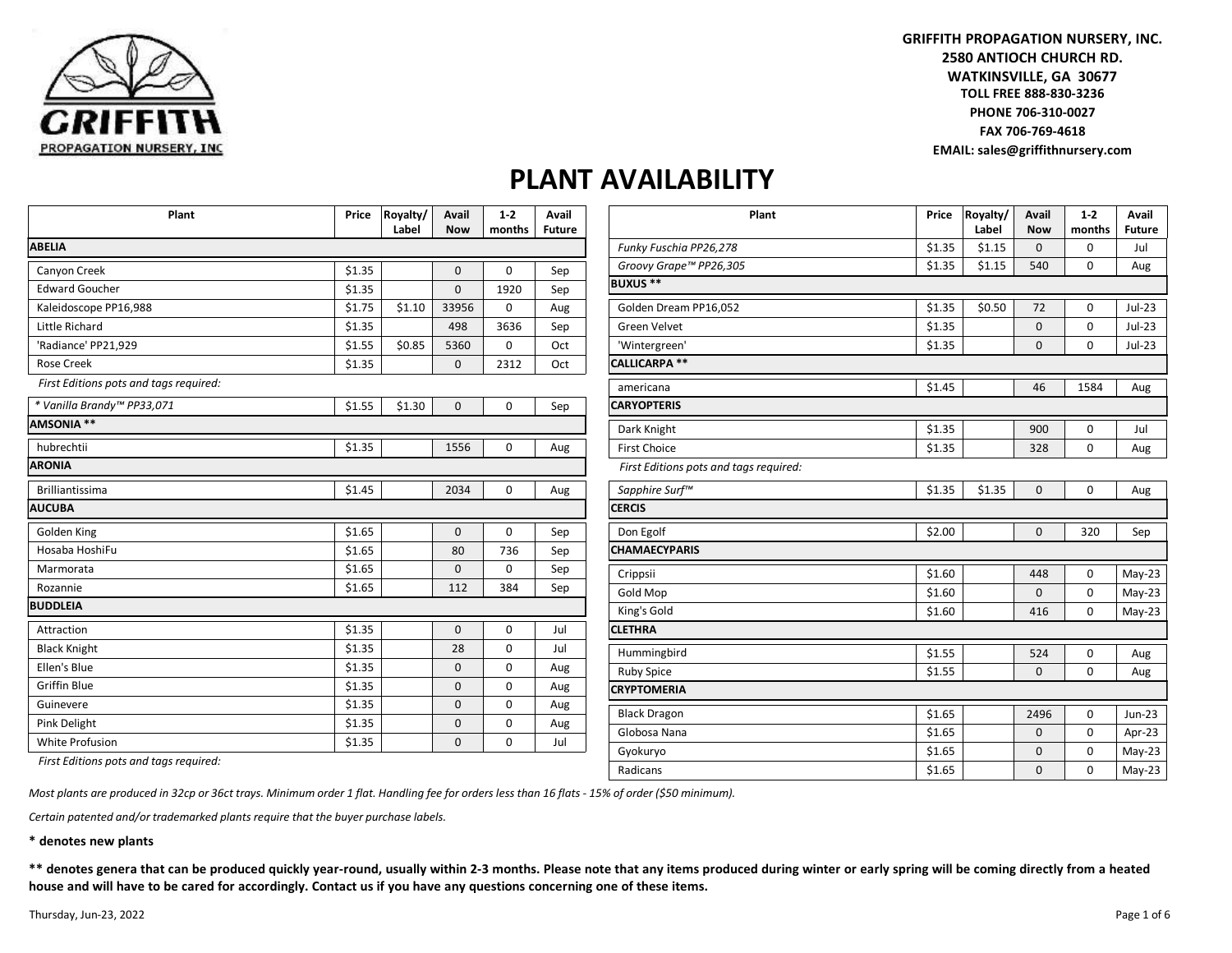GRIFFITH PROPAGATION NURSERY, INC

**GRIFFITH PROPAGATION NURSERY, INC.**
**2580 ANTIOCH CHURCH RD.**
**WATKINSVILLE, GA 30677**
**TOLL FREE 888-830-3236**
**PHONE 706-310-0027**
**FAX 706-769-4618**
**EMAIL: sales@griffithnursery.com**

# PLANT AVAILABILITY

| Plant | Price | Royalty/ Label | Avail Now | 1-2 months | Avail Future |
|---|---|---|---|---|---|
| **ABELIA** | | | | | |
| Canyon Creek | $1.35 | | 0 | 0 | Sep |
| Edward Goucher | $1.35 | | 0 | 1920 | Sep |
| Kaleidoscope PP16,988 | $1.75 | $1.10 | 33956 | 0 | Aug |
| Little Richard | $1.35 | | 498 | 3636 | Sep |
| 'Radiance' PP21,929 | $1.55 | $0.85 | 5360 | 0 | Oct |
| Rose Creek | $1.35 | | 0 | 2312 | Oct |
| *First Editions pots and tags required:* | | | | | |
| *\* Vanilla Brandy™ PP33,071* | $1.55 | $1.30 | 0 | 0 | Sep |
| **AMSONIA \*\*** | | | | | |
| hubrechtii | $1.35 | | 1556 | 0 | Aug |
| **ARONIA** | | | | | |
| Brilliantissima | $1.45 | | 2034 | 0 | Aug |
| **AUCUBA** | | | | | |
| Golden King | $1.65 | | 0 | 0 | Sep |
| Hosaba HoshiFu | $1.65 | | 80 | 736 | Sep |
| Marmorata | $1.65 | | 0 | 0 | Sep |
| Rozannie | $1.65 | | 112 | 384 | Sep |
| **BUDDLEIA** | | | | | |
| Attraction | $1.35 | | 0 | 0 | Jul |
| Black Knight | $1.35 | | 28 | 0 | Jul |
| Ellen's Blue | $1.35 | | 0 | 0 | Aug |
| Griffin Blue | $1.35 | | 0 | 0 | Aug |
| Guinevere | $1.35 | | 0 | 0 | Aug |
| Pink Delight | $1.35 | | 0 | 0 | Aug |
| White Profusion | $1.35 | | 0 | 0 | Jul |
| *First Editions pots and tags required:* | | | | | |
| *Funky Fuschia PP26,278* | $1.35 | $1.15 | 0 | 0 | Jul |
| *Groovy Grape™ PP26,305* | $1.35 | $1.15 | 540 | 0 | Aug |
| **BUXUS \*\*** | | | | | |
| Golden Dream PP16,052 | $1.35 | $0.50 | 72 | 0 | Jul-23 |
| Green Velvet | $1.35 | | 0 | 0 | Jul-23 |
| 'Wintergreen' | $1.35 | | 0 | 0 | Jul-23 |
| **CALLICARPA \*\*** | | | | | |
| americana | $1.45 | | 46 | 1584 | Aug |
| **CARYOPTERIS** | | | | | |
| Dark Knight | $1.35 | | 900 | 0 | Jul |
| First Choice | $1.35 | | 328 | 0 | Aug |
| *First Editions pots and tags required:* | | | | | |
| *Sapphire Surf™* | $1.35 | $1.35 | 0 | 0 | Aug |
| **CERCIS** | | | | | |
| Don Egolf | $2.00 | | 0 | 320 | Sep |
| **CHAMAECYPARIS** | | | | | |
| Crippsii | $1.60 | | 448 | 0 | May-23 |
| Gold Mop | $1.60 | | 0 | 0 | May-23 |
| King's Gold | $1.60 | | 416 | 0 | May-23 |
| **CLETHRA** | | | | | |
| Hummingbird | $1.55 | | 524 | 0 | Aug |
| Ruby Spice | $1.55 | | 0 | 0 | Aug |
| **CRYPTOMERIA** | | | | | |
| Black Dragon | $1.65 | | 2496 | 0 | Jun-23 |
| Globosa Nana | $1.65 | | 0 | 0 | Apr-23 |
| Gyokuryo | $1.65 | | 0 | 0 | May-23 |
| Radicans | $1.65 | | 0 | 0 | May-23 |

*Most plants are produced in 32cp or 36ct trays. Minimum order 1 flat. Handling fee for orders less than 16 flats - 15% of order ($50 minimum).*

*Certain patented and/or trademarked plants require that the buyer purchase labels.*

**\* denotes new plants**

**\*\* denotes genera that can be produced quickly year-round, usually within 2-3 months. Please note that any items produced during winter or early spring will be coming directly from a heated house and will have to be cared for accordingly. Contact us if you have any questions concerning one of these items.**

Thursday, Jun-23, 2022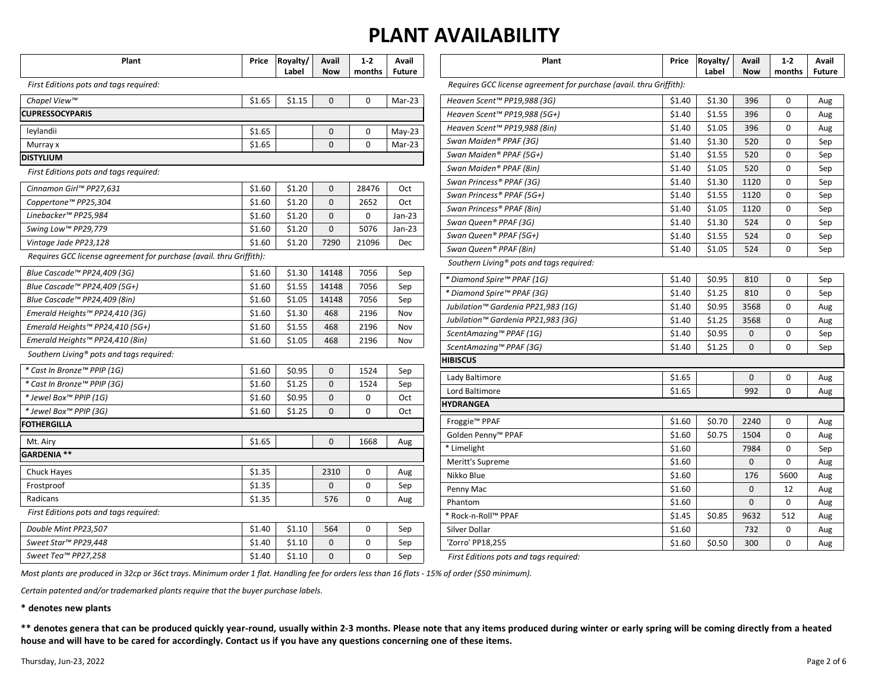# PLANT AVAILABILITY

| Plant | Price | Royalty/ Label | Avail Now | 1-2 months | Avail Future |
|---|---|---|---|---|---|
| *First Editions pots and tags required:* | | | | | |
| *Chapel View™* | $1.65 | $1.15 | 0 | 0 | Mar-23 |
| **CUPRESSOCYPARIS** | | | | | |
| leylandii | $1.65 | | 0 | 0 | May-23 |
| Murray x | $1.65 | | 0 | 0 | Mar-23 |
| **DISTYLIUM** | | | | | |
| *First Editions pots and tags required:* | | | | | |
| *Cinnamon Girl™ PP27,631* | $1.60 | $1.20 | 0 | 28476 | Oct |
| *Coppertone™ PP25,304* | $1.60 | $1.20 | 0 | 2652 | Oct |
| *Linebacker™ PP25,984* | $1.60 | $1.20 | 0 | 0 | Jan-23 |
| *Swing Low™ PP29,779* | $1.60 | $1.20 | 0 | 5076 | Jan-23 |
| *Vintage Jade PP23,128* | $1.60 | $1.20 | 7290 | 21096 | Dec |
| *Requires GCC license agreement for purchase (avail. thru Griffith):* | | | | | |
| *Blue Cascade™ PP24,409 (3G)* | $1.60 | $1.30 | 14148 | 7056 | Sep |
| *Blue Cascade™ PP24,409 (5G+)* | $1.60 | $1.55 | 14148 | 7056 | Sep |
| *Blue Cascade™ PP24,409 (8in)* | $1.60 | $1.05 | 14148 | 7056 | Sep |
| *Emerald Heights™ PP24,410 (3G)* | $1.60 | $1.30 | 468 | 2196 | Nov |
| *Emerald Heights™ PP24,410 (5G+)* | $1.60 | $1.55 | 468 | 2196 | Nov |
| *Emerald Heights™ PP24,410 (8in)* | $1.60 | $1.05 | 468 | 2196 | Nov |
| *Southern Living® pots and tags required:* | | | | | |
| *\* Cast In Bronze™ PPIP (1G)* | $1.60 | $0.95 | 0 | 1524 | Sep |
| *\* Cast In Bronze™ PPIP (3G)* | $1.60 | $1.25 | 0 | 1524 | Sep |
| *\* Jewel Box™ PPIP (1G)* | $1.60 | $0.95 | 0 | 0 | Oct |
| *\* Jewel Box™ PPIP (3G)* | $1.60 | $1.25 | 0 | 0 | Oct |
| **FOTHERGILLA** | | | | | |
| Mt. Airy | $1.65 | | 0 | 1668 | Aug |
| **GARDENIA \*\*** | | | | | |
| Chuck Hayes | $1.35 | | 2310 | 0 | Aug |
| Frostproof | $1.35 | | 0 | 0 | Sep |
| Radicans | $1.35 | | 576 | 0 | Aug |
| *First Editions pots and tags required:* | | | | | |
| *Double Mint PP23,507* | $1.40 | $1.10 | 564 | 0 | Sep |
| *Sweet Star™ PP29,448* | $1.40 | $1.10 | 0 | 0 | Sep |
| *Sweet Tea™ PP27,258* | $1.40 | $1.10 | 0 | 0 | Sep |
| *Requires GCC license agreement for purchase (avail. thru Griffith):* | | | | | |
| *Heaven Scent™ PP19,988 (3G)* | $1.40 | $1.30 | 396 | 0 | Aug |
| *Heaven Scent™ PP19,988 (5G+)* | $1.40 | $1.55 | 396 | 0 | Aug |
| *Heaven Scent™ PP19,988 (8in)* | $1.40 | $1.05 | 396 | 0 | Aug |
| *Swan Maiden® PPAF (3G)* | $1.40 | $1.30 | 520 | 0 | Sep |
| *Swan Maiden® PPAF (5G+)* | $1.40 | $1.55 | 520 | 0 | Sep |
| *Swan Maiden® PPAF (8in)* | $1.40 | $1.05 | 520 | 0 | Sep |
| *Swan Princess® PPAF (3G)* | $1.40 | $1.30 | 1120 | 0 | Sep |
| *Swan Princess® PPAF (5G+)* | $1.40 | $1.55 | 1120 | 0 | Sep |
| *Swan Princess® PPAF (8in)* | $1.40 | $1.05 | 1120 | 0 | Sep |
| *Swan Queen® PPAF (3G)* | $1.40 | $1.30 | 524 | 0 | Sep |
| *Swan Queen® PPAF (5G+)* | $1.40 | $1.55 | 524 | 0 | Sep |
| *Swan Queen® PPAF (8in)* | $1.40 | $1.05 | 524 | 0 | Sep |
| *Southern Living® pots and tags required:* | | | | | |
| *\* Diamond Spire™ PPAF (1G)* | $1.40 | $0.95 | 810 | 0 | Sep |
| *\* Diamond Spire™ PPAF (3G)* | $1.40 | $1.25 | 810 | 0 | Sep |
| *Jubilation™ Gardenia PP21,983 (1G)* | $1.40 | $0.95 | 3568 | 0 | Aug |
| *Jubilation™ Gardenia PP21,983 (3G)* | $1.40 | $1.25 | 3568 | 0 | Aug |
| *ScentAmazing™ PPAF (1G)* | $1.40 | $0.95 | 0 | 0 | Sep |
| *ScentAmazing™ PPAF (3G)* | $1.40 | $1.25 | 0 | 0 | Sep |
| **HIBISCUS** | | | | | |
| Lady Baltimore | $1.65 | | 0 | 0 | Aug |
| Lord Baltimore | $1.65 | | 992 | 0 | Aug |
| **HYDRANGEA** | | | | | |
| Froggie™ PPAF | $1.60 | $0.70 | 2240 | 0 | Aug |
| Golden Penny™ PPAF | $1.60 | $0.75 | 1504 | 0 | Aug |
| * Limelight | $1.60 | | 7984 | 0 | Sep |
| Meritt's Supreme | $1.60 | | 0 | 0 | Aug |
| Nikko Blue | $1.60 | | 176 | 5600 | Aug |
| Penny Mac | $1.60 | | 0 | 12 | Aug |
| Phantom | $1.60 | | 0 | 0 | Aug |
| * Rock-n-Roll™ PPAF | $1.45 | $0.85 | 9632 | 512 | Aug |
| Silver Dollar | $1.60 | | 732 | 0 | Aug |
| 'Zorro' PP18,255 | $1.60 | $0.50 | 300 | 0 | Aug |
| *First Editions pots and tags required:* | | | | | |

*Most plants are produced in 32cp or 36ct trays. Minimum order 1 flat. Handling fee for orders less than 16 flats - 15% of order ($50 minimum).*

*Certain patented and/or trademarked plants require that the buyer purchase labels.*

**\* denotes new plants**

**\*\* denotes genera that can be produced quickly year-round, usually within 2-3 months. Please note that any items produced during winter or early spring will be coming directly from a heated house and will have to be cared for accordingly. Contact us if you have any questions concerning one of these items.**

Thursday, Jun-23, 2022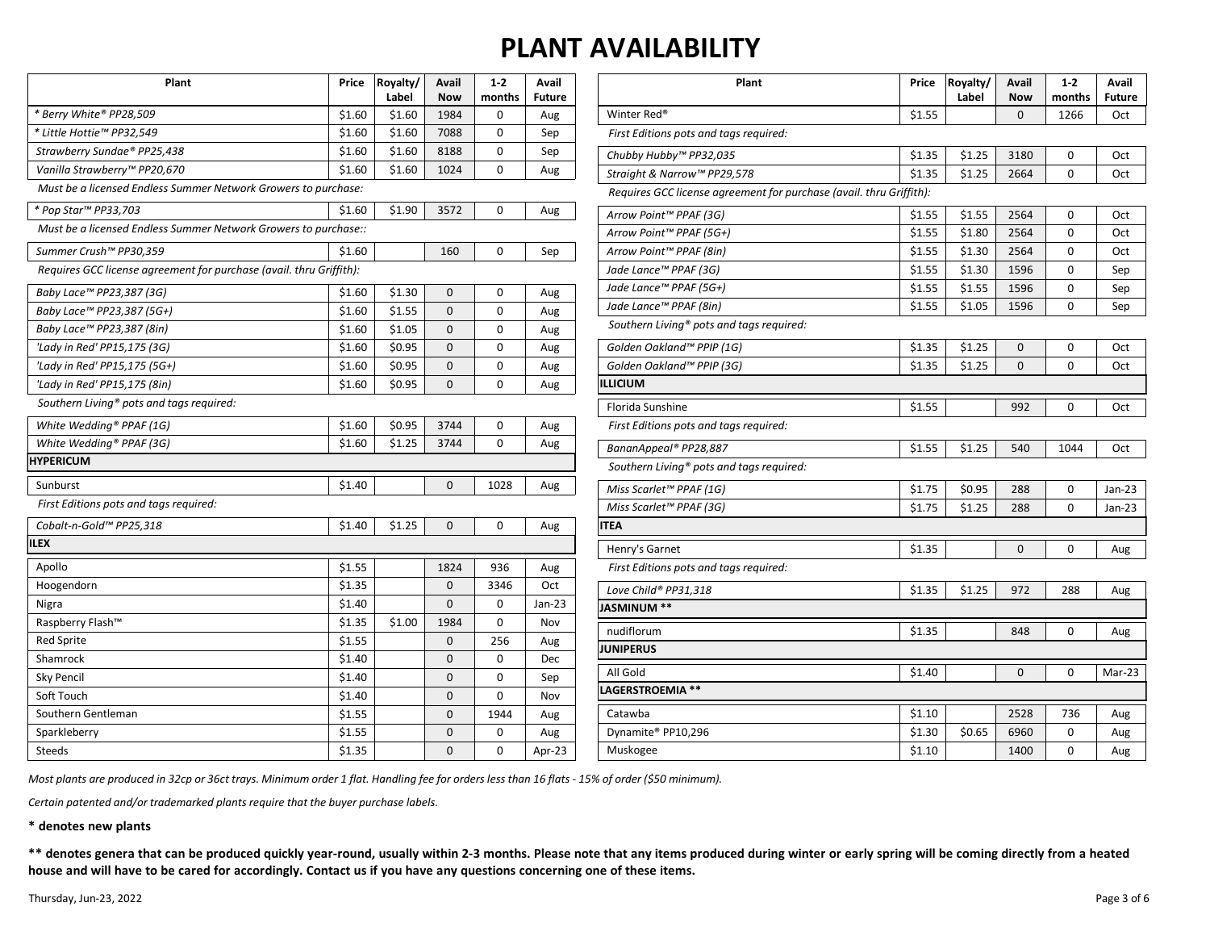# PLANT AVAILABILITY

| Plant | Price | Royalty/ Label | Avail Now | 1-2 months | Avail Future |
|---|---|---|---|---|---|
| *\* Berry White® PP28,509* | $1.60 | $1.60 | 1984 | 0 | Aug |
| *\* Little Hottie™ PP32,549* | $1.60 | $1.60 | 7088 | 0 | Sep |
| *Strawberry Sundae® PP25,438* | $1.60 | $1.60 | 8188 | 0 | Sep |
| *Vanilla Strawberry™ PP20,670* | $1.60 | $1.60 | 1024 | 0 | Aug |
| *Must be a licensed Endless Summer Network Growers to purchase:* | | | | | |
| *\* Pop Star™ PP33,703* | $1.60 | $1.90 | 3572 | 0 | Aug |
| *Must be a licensed Endless Summer Network Growers to purchase::* | | | | | |
| *Summer Crush™ PP30,359* | $1.60 | | 160 | 0 | Sep |
| *Requires GCC license agreement for purchase (avail. thru Griffith):* | | | | | |
| *Baby Lace™ PP23,387 (3G)* | $1.60 | $1.30 | 0 | 0 | Aug |
| *Baby Lace™ PP23,387 (5G+)* | $1.60 | $1.55 | 0 | 0 | Aug |
| *Baby Lace™ PP23,387 (8in)* | $1.60 | $1.05 | 0 | 0 | Aug |
| *'Lady in Red' PP15,175 (3G)* | $1.60 | $0.95 | 0 | 0 | Aug |
| *'Lady in Red' PP15,175 (5G+)* | $1.60 | $0.95 | 0 | 0 | Aug |
| *'Lady in Red' PP15,175 (8in)* | $1.60 | $0.95 | 0 | 0 | Aug |
| *Southern Living® pots and tags required:* | | | | | |
| *White Wedding® PPAF (1G)* | $1.60 | $0.95 | 3744 | 0 | Aug |
| *White Wedding® PPAF (3G)* | $1.60 | $1.25 | 3744 | 0 | Aug |
| **HYPERICUM** | | | | | |
| Sunburst | $1.40 | | 0 | 1028 | Aug |
| *First Editions pots and tags required:* | | | | | |
| *Cobalt-n-Gold™ PP25,318* | $1.40 | $1.25 | 0 | 0 | Aug |
| **ILEX** | | | | | |
| Apollo | $1.55 | | 1824 | 936 | Aug |
| Hoogendorn | $1.35 | | 0 | 3346 | Oct |
| Nigra | $1.40 | | 0 | 0 | Jan-23 |
| Raspberry Flash™ | $1.35 | $1.00 | 1984 | 0 | Nov |
| Red Sprite | $1.55 | | 0 | 256 | Aug |
| Shamrock | $1.40 | | 0 | 0 | Dec |
| Sky Pencil | $1.40 | | 0 | 0 | Sep |
| Soft Touch | $1.40 | | 0 | 0 | Nov |
| Southern Gentleman | $1.55 | | 0 | 1944 | Aug |
| Sparkleberry | $1.55 | | 0 | 0 | Aug |
| Steeds | $1.35 | | 0 | 0 | Apr-23 |
| Winter Red® | $1.55 | | 0 | 1266 | Oct |
| *First Editions pots and tags required:* | | | | | |
| *Chubby Hubby™ PP32,035* | $1.35 | $1.25 | 3180 | 0 | Oct |
| *Straight & Narrow™ PP29,578* | $1.35 | $1.25 | 2664 | 0 | Oct |
| *Requires GCC license agreement for purchase (avail. thru Griffith):* | | | | | |
| *Arrow Point™ PPAF (3G)* | $1.55 | $1.55 | 2564 | 0 | Oct |
| *Arrow Point™ PPAF (5G+)* | $1.55 | $1.80 | 2564 | 0 | Oct |
| *Arrow Point™ PPAF (8in)* | $1.55 | $1.30 | 2564 | 0 | Oct |
| *Jade Lance™ PPAF (3G)* | $1.55 | $1.30 | 1596 | 0 | Sep |
| *Jade Lance™ PPAF (5G+)* | $1.55 | $1.55 | 1596 | 0 | Sep |
| *Jade Lance™ PPAF (8in)* | $1.55 | $1.05 | 1596 | 0 | Sep |
| *Southern Living® pots and tags required:* | | | | | |
| *Golden Oakland™ PPIP (1G)* | $1.35 | $1.25 | 0 | 0 | Oct |
| *Golden Oakland™ PPIP (3G)* | $1.35 | $1.25 | 0 | 0 | Oct |
| **ILLICIUM** | | | | | |
| Florida Sunshine | $1.55 | | 992 | 0 | Oct |
| *First Editions pots and tags required:* | | | | | |
| *BananAppeal® PP28,887* | $1.55 | $1.25 | 540 | 1044 | Oct |
| *Southern Living® pots and tags required:* | | | | | |
| *Miss Scarlet™ PPAF (1G)* | $1.75 | $0.95 | 288 | 0 | Jan-23 |
| *Miss Scarlet™ PPAF (3G)* | $1.75 | $1.25 | 288 | 0 | Jan-23 |
| **ITEA** | | | | | |
| Henry's Garnet | $1.35 | | 0 | 0 | Aug |
| *First Editions pots and tags required:* | | | | | |
| *Love Child® PP31,318* | $1.35 | $1.25 | 972 | 288 | Aug |
| **JASMINUM \*\*** | | | | | |
| nudiflorum | $1.35 | | 848 | 0 | Aug |
| **JUNIPERUS** | | | | | |
| All Gold | $1.40 | | 0 | 0 | Mar-23 |
| **LAGERSTROEMIA \*\*** | | | | | |
| Catawba | $1.10 | | 2528 | 736 | Aug |
| Dynamite® PP10,296 | $1.30 | $0.65 | 6960 | 0 | Aug |
| Muskogee | $1.10 | | 1400 | 0 | Aug |

*Most plants are produced in 32cp or 36ct trays. Minimum order 1 flat. Handling fee for orders less than 16 flats - 15% of order ($50 minimum).*

*Certain patented and/or trademarked plants require that the buyer purchase labels.*

**\* denotes new plants**

**\*\* denotes genera that can be produced quickly year-round, usually within 2-3 months. Please note that any items produced during winter or early spring will be coming directly from a heated house and will have to be cared for accordingly. Contact us if you have any questions concerning one of these items.**

Thursday, Jun-23, 2022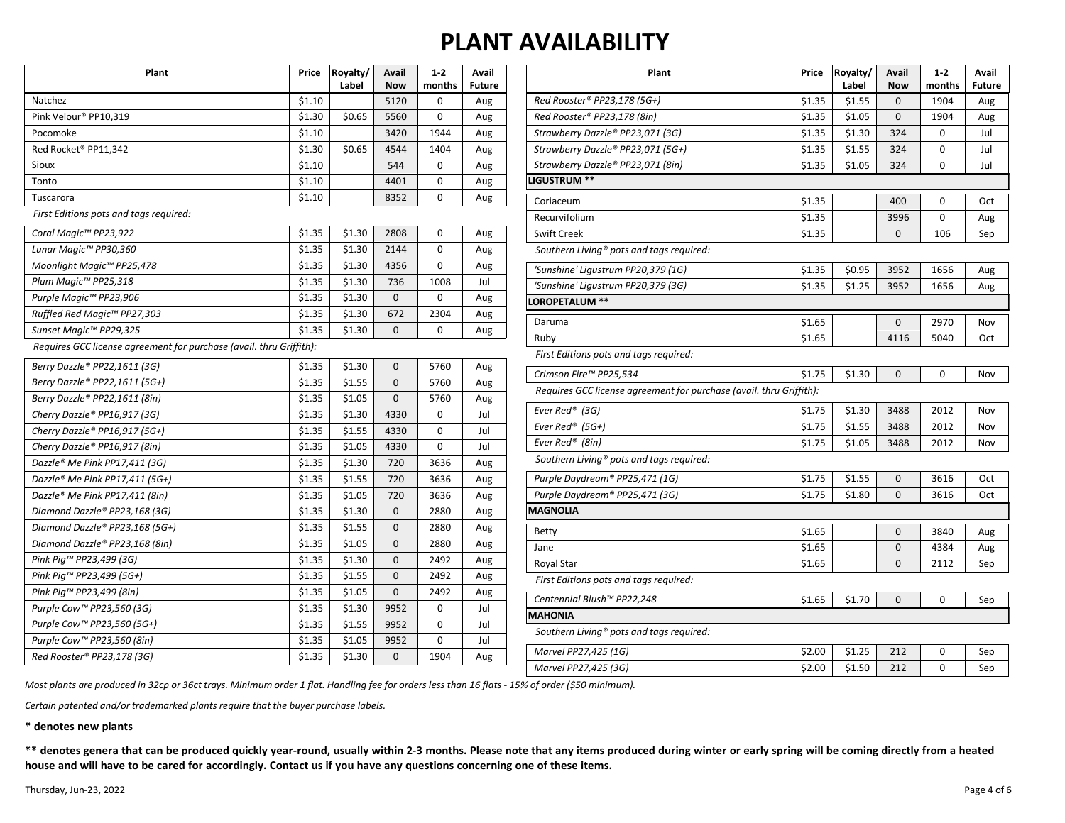# PLANT AVAILABILITY

| Plant | Price | Royalty/ Label | Avail Now | 1-2 months | Avail Future |
|---|---|---|---|---|---|
| Natchez | $1.10 | | 5120 | 0 | Aug |
| Pink Velour® PP10,319 | $1.30 | $0.65 | 5560 | 0 | Aug |
| Pocomoke | $1.10 | | 3420 | 1944 | Aug |
| Red Rocket® PP11,342 | $1.30 | $0.65 | 4544 | 1404 | Aug |
| Sioux | $1.10 | | 544 | 0 | Aug |
| Tonto | $1.10 | | 4401 | 0 | Aug |
| Tuscarora | $1.10 | | 8352 | 0 | Aug |
| *First Editions pots and tags required:* | | | | | |
| *Coral Magic™ PP23,922* | $1.35 | $1.30 | 2808 | 0 | Aug |
| *Lunar Magic™ PP30,360* | $1.35 | $1.30 | 2144 | 0 | Aug |
| *Moonlight Magic™ PP25,478* | $1.35 | $1.30 | 4356 | 0 | Aug |
| *Plum Magic™ PP25,318* | $1.35 | $1.30 | 736 | 1008 | Jul |
| *Purple Magic™ PP23,906* | $1.35 | $1.30 | 0 | 0 | Aug |
| *Ruffled Red Magic™ PP27,303* | $1.35 | $1.30 | 672 | 2304 | Aug |
| *Sunset Magic™ PP29,325* | $1.35 | $1.30 | 0 | 0 | Aug |
| *Requires GCC license agreement for purchase (avail. thru Griffith):* | | | | | |
| *Berry Dazzle® PP22,1611 (3G)* | $1.35 | $1.30 | 0 | 5760 | Aug |
| *Berry Dazzle® PP22,1611 (5G+)* | $1.35 | $1.55 | 0 | 5760 | Aug |
| *Berry Dazzle® PP22,1611 (8in)* | $1.35 | $1.05 | 0 | 5760 | Aug |
| *Cherry Dazzle® PP16,917 (3G)* | $1.35 | $1.30 | 4330 | 0 | Jul |
| *Cherry Dazzle® PP16,917 (5G+)* | $1.35 | $1.55 | 4330 | 0 | Jul |
| *Cherry Dazzle® PP16,917 (8in)* | $1.35 | $1.05 | 4330 | 0 | Jul |
| *Dazzle® Me Pink PP17,411 (3G)* | $1.35 | $1.30 | 720 | 3636 | Aug |
| *Dazzle® Me Pink PP17,411 (5G+)* | $1.35 | $1.55 | 720 | 3636 | Aug |
| *Dazzle® Me Pink PP17,411 (8in)* | $1.35 | $1.05 | 720 | 3636 | Aug |
| *Diamond Dazzle® PP23,168 (3G)* | $1.35 | $1.30 | 0 | 2880 | Aug |
| *Diamond Dazzle® PP23,168 (5G+)* | $1.35 | $1.55 | 0 | 2880 | Aug |
| *Diamond Dazzle® PP23,168 (8in)* | $1.35 | $1.05 | 0 | 2880 | Aug |
| *Pink Pig™ PP23,499 (3G)* | $1.35 | $1.30 | 0 | 2492 | Aug |
| *Pink Pig™ PP23,499 (5G+)* | $1.35 | $1.55 | 0 | 2492 | Aug |
| *Pink Pig™ PP23,499 (8in)* | $1.35 | $1.05 | 0 | 2492 | Aug |
| *Purple Cow™ PP23,560 (3G)* | $1.35 | $1.30 | 9952 | 0 | Jul |
| *Purple Cow™ PP23,560 (5G+)* | $1.35 | $1.55 | 9952 | 0 | Jul |
| *Purple Cow™ PP23,560 (8in)* | $1.35 | $1.05 | 9952 | 0 | Jul |
| *Red Rooster® PP23,178 (3G)* | $1.35 | $1.30 | 0 | 1904 | Aug |
| *Red Rooster® PP23,178 (5G+)* | $1.35 | $1.55 | 0 | 1904 | Aug |
| *Red Rooster® PP23,178 (8in)* | $1.35 | $1.05 | 0 | 1904 | Aug |
| *Strawberry Dazzle® PP23,071 (3G)* | $1.35 | $1.30 | 324 | 0 | Jul |
| *Strawberry Dazzle® PP23,071 (5G+)* | $1.35 | $1.55 | 324 | 0 | Jul |
| *Strawberry Dazzle® PP23,071 (8in)* | $1.35 | $1.05 | 324 | 0 | Jul |
| **LIGUSTRUM \*\*** | | | | | |
| Coriaceum | $1.35 | | 400 | 0 | Oct |
| Recurvifolium | $1.35 | | 3996 | 0 | Aug |
| Swift Creek | $1.35 | | 0 | 106 | Sep |
| *Southern Living® pots and tags required:* | | | | | |
| *'Sunshine' Ligustrum PP20,379 (1G)* | $1.35 | $0.95 | 3952 | 1656 | Aug |
| *'Sunshine' Ligustrum PP20,379 (3G)* | $1.35 | $1.25 | 3952 | 1656 | Aug |
| **LOROPETALUM \*\*** | | | | | |
| Daruma | $1.65 | | 0 | 2970 | Nov |
| Ruby | $1.65 | | 4116 | 5040 | Oct |
| *First Editions pots and tags required:* | | | | | |
| *Crimson Fire™ PP25,534* | $1.75 | $1.30 | 0 | 0 | Nov |
| *Requires GCC license agreement for purchase (avail. thru Griffith):* | | | | | |
| *Ever Red® (3G)* | $1.75 | $1.30 | 3488 | 2012 | Nov |
| *Ever Red® (5G+)* | $1.75 | $1.55 | 3488 | 2012 | Nov |
| *Ever Red® (8in)* | $1.75 | $1.05 | 3488 | 2012 | Nov |
| *Southern Living® pots and tags required:* | | | | | |
| *Purple Daydream® PP25,471 (1G)* | $1.75 | $1.55 | 0 | 3616 | Oct |
| *Purple Daydream® PP25,471 (3G)* | $1.75 | $1.80 | 0 | 3616 | Oct |
| **MAGNOLIA** | | | | | |
| Betty | $1.65 | | 0 | 3840 | Aug |
| Jane | $1.65 | | 0 | 4384 | Aug |
| Royal Star | $1.65 | | 0 | 2112 | Sep |
| *First Editions pots and tags required:* | | | | | |
| *Centennial Blush™ PP22,248* | $1.65 | $1.70 | 0 | 0 | Sep |
| **MAHONIA** | | | | | |
| *Southern Living® pots and tags required:* | | | | | |
| *Marvel PP27,425 (1G)* | $2.00 | $1.25 | 212 | 0 | Sep |
| *Marvel PP27,425 (3G)* | $2.00 | $1.50 | 212 | 0 | Sep |

*Most plants are produced in 32cp or 36ct trays. Minimum order 1 flat. Handling fee for orders less than 16 flats - 15% of order ($50 minimum).*

*Certain patented and/or trademarked plants require that the buyer purchase labels.*

**\* denotes new plants**

**\*\* denotes genera that can be produced quickly year-round, usually within 2-3 months. Please note that any items produced during winter or early spring will be coming directly from a heated house and will have to be cared for accordingly. Contact us if you have any questions concerning one of these items.**

Thursday, Jun-23, 2022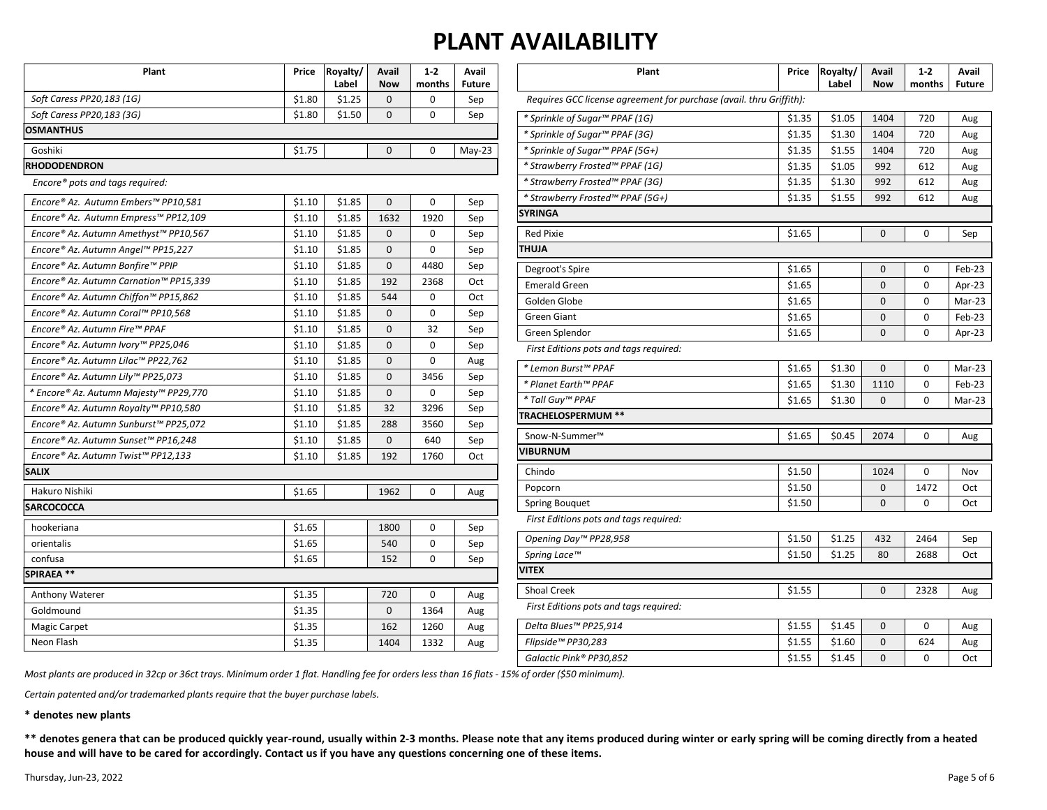# PLANT AVAILABILITY

| Plant | Price | Royalty/ Label | Avail Now | 1-2 months | Avail Future |
|---|---|---|---|---|---|
| *Soft Caress PP20,183 (1G)* | $1.80 | $1.25 | 0 | 0 | Sep |
| *Soft Caress PP20,183 (3G)* | $1.80 | $1.50 | 0 | 0 | Sep |
| **OSMANTHUS** | | | | | |
| Goshiki | $1.75 | | 0 | 0 | May-23 |
| **RHODODENDRON** | | | | | |
| *Encore® pots and tags required:* | | | | | |
| *Encore® Az. Autumn Embers™ PP10,581* | $1.10 | $1.85 | 0 | 0 | Sep |
| *Encore® Az. Autumn Empress™ PP12,109* | $1.10 | $1.85 | 1632 | 1920 | Sep |
| *Encore® Az. Autumn Amethyst™ PP10,567* | $1.10 | $1.85 | 0 | 0 | Sep |
| *Encore® Az. Autumn Angel™ PP15,227* | $1.10 | $1.85 | 0 | 0 | Sep |
| *Encore® Az. Autumn Bonfire™ PPIP* | $1.10 | $1.85 | 0 | 4480 | Sep |
| *Encore® Az. Autumn Carnation™ PP15,339* | $1.10 | $1.85 | 192 | 2368 | Oct |
| *Encore® Az. Autumn Chiffon™ PP15,862* | $1.10 | $1.85 | 544 | 0 | Oct |
| *Encore® Az. Autumn Coral™ PP10,568* | $1.10 | $1.85 | 0 | 0 | Sep |
| *Encore® Az. Autumn Fire™ PPAF* | $1.10 | $1.85 | 0 | 32 | Sep |
| *Encore® Az. Autumn Ivory™ PP25,046* | $1.10 | $1.85 | 0 | 0 | Sep |
| *Encore® Az. Autumn Lilac™ PP22,762* | $1.10 | $1.85 | 0 | 0 | Aug |
| *Encore® Az. Autumn Lily™ PP25,073* | $1.10 | $1.85 | 0 | 3456 | Sep |
| *\* Encore® Az. Autumn Majesty™ PP29,770* | $1.10 | $1.85 | 0 | 0 | Sep |
| *Encore® Az. Autumn Royalty™ PP10,580* | $1.10 | $1.85 | 32 | 3296 | Sep |
| *Encore® Az. Autumn Sunburst™ PP25,072* | $1.10 | $1.85 | 288 | 3560 | Sep |
| *Encore® Az. Autumn Sunset™ PP16,248* | $1.10 | $1.85 | 0 | 640 | Sep |
| *Encore® Az. Autumn Twist™ PP12,133* | $1.10 | $1.85 | 192 | 1760 | Oct |
| **SALIX** | | | | | |
| Hakuro Nishiki | $1.65 | | 1962 | 0 | Aug |
| **SARCOCOCCA** | | | | | |
| hookeriana | $1.65 | | 1800 | 0 | Sep |
| orientalis | $1.65 | | 540 | 0 | Sep |
| confusa | $1.65 | | 152 | 0 | Sep |
| **SPIRAEA \*\*** | | | | | |
| Anthony Waterer | $1.35 | | 720 | 0 | Aug |
| Goldmound | $1.35 | | 0 | 1364 | Aug |
| Magic Carpet | $1.35 | | 162 | 1260 | Aug |
| Neon Flash | $1.35 | | 1404 | 1332 | Aug |
| *Requires GCC license agreement for purchase (avail. thru Griffith):* | | | | | |
| *\* Sprinkle of Sugar™ PPAF (1G)* | $1.35 | $1.05 | 1404 | 720 | Aug |
| *\* Sprinkle of Sugar™ PPAF (3G)* | $1.35 | $1.30 | 1404 | 720 | Aug |
| *\* Sprinkle of Sugar™ PPAF (5G+)* | $1.35 | $1.55 | 1404 | 720 | Aug |
| *\* Strawberry Frosted™ PPAF (1G)* | $1.35 | $1.05 | 992 | 612 | Aug |
| *\* Strawberry Frosted™ PPAF (3G)* | $1.35 | $1.30 | 992 | 612 | Aug |
| *\* Strawberry Frosted™ PPAF (5G+)* | $1.35 | $1.55 | 992 | 612 | Aug |
| **SYRINGA** | | | | | |
| Red Pixie | $1.65 | | 0 | 0 | Sep |
| **THUJA** | | | | | |
| Degroot's Spire | $1.65 | | 0 | 0 | Feb-23 |
| Emerald Green | $1.65 | | 0 | 0 | Apr-23 |
| Golden Globe | $1.65 | | 0 | 0 | Mar-23 |
| Green Giant | $1.65 | | 0 | 0 | Feb-23 |
| Green Splendor | $1.65 | | 0 | 0 | Apr-23 |
| *First Editions pots and tags required:* | | | | | |
| *\* Lemon Burst™ PPAF* | $1.65 | $1.30 | 0 | 0 | Mar-23 |
| *\* Planet Earth™ PPAF* | $1.65 | $1.30 | 1110 | 0 | Feb-23 |
| *\* Tall Guy™ PPAF* | $1.65 | $1.30 | 0 | 0 | Mar-23 |
| **TRACHELOSPERMUM \*\*** | | | | | |
| Snow-N-Summer™ | $1.65 | $0.45 | 2074 | 0 | Aug |
| **VIBURNUM** | | | | | |
| Chindo | $1.50 | | 1024 | 0 | Nov |
| Popcorn | $1.50 | | 0 | 1472 | Oct |
| Spring Bouquet | $1.50 | | 0 | 0 | Oct |
| *First Editions pots and tags required:* | | | | | |
| *Opening Day™ PP28,958* | $1.50 | $1.25 | 432 | 2464 | Sep |
| *Spring Lace™* | $1.50 | $1.25 | 80 | 2688 | Oct |
| **VITEX** | | | | | |
| Shoal Creek | $1.55 | | 0 | 2328 | Aug |
| *First Editions pots and tags required:* | | | | | |
| *Delta Blues™ PP25,914* | $1.55 | $1.45 | 0 | 0 | Aug |
| *Flipside™ PP30,283* | $1.55 | $1.60 | 0 | 624 | Aug |
| *Galactic Pink® PP30,852* | $1.55 | $1.45 | 0 | 0 | Oct |

*Most plants are produced in 32cp or 36ct trays. Minimum order 1 flat. Handling fee for orders less than 16 flats - 15% of order ($50 minimum).*

*Certain patented and/or trademarked plants require that the buyer purchase labels.*

**\* denotes new plants**

**\*\* denotes genera that can be produced quickly year-round, usually within 2-3 months. Please note that any items produced during winter or early spring will be coming directly from a heated house and will have to be cared for accordingly. Contact us if you have any questions concerning one of these items.**

Thursday, Jun-23, 2022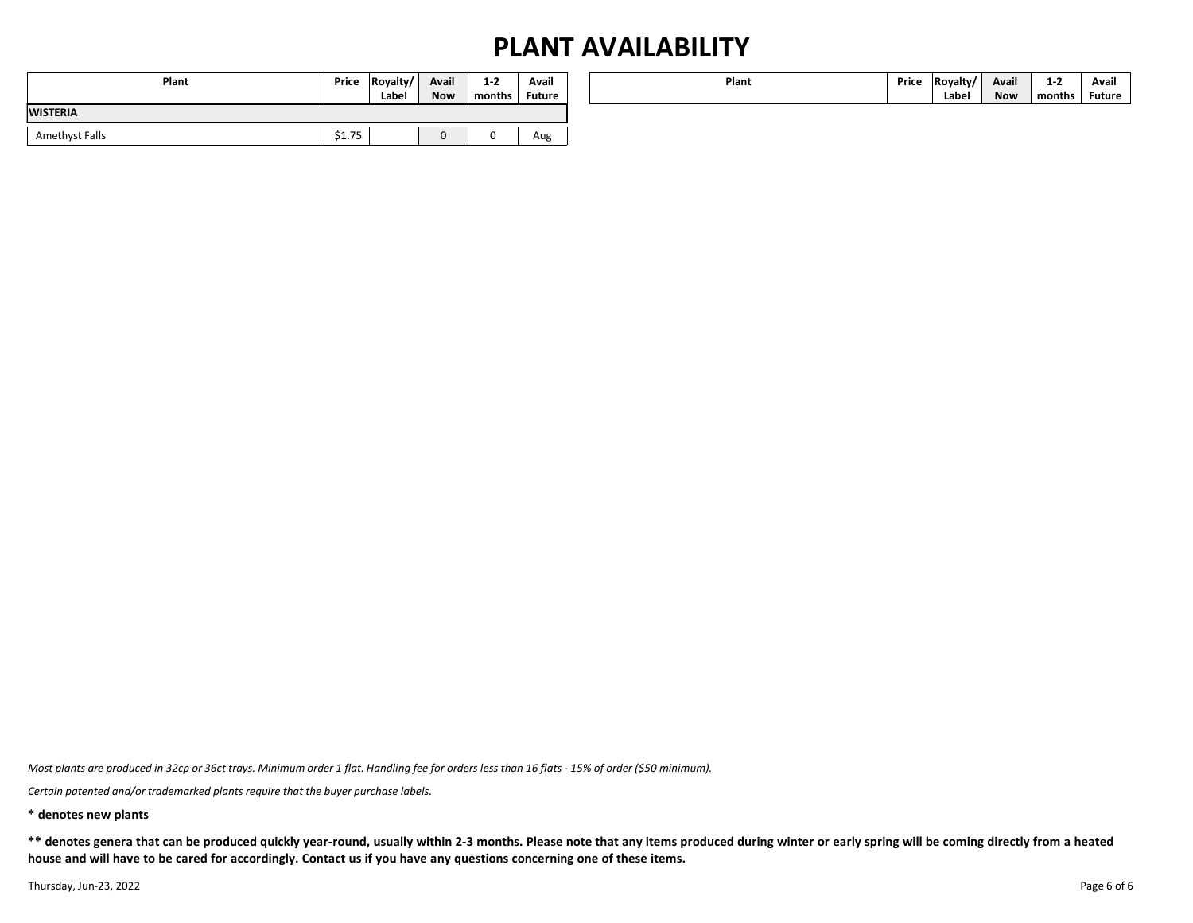# PLANT AVAILABILITY

| Plant | Price | Royalty/ Label | Avail Now | 1-2 months | Avail Future |
|---|---|---|---|---|---|
| **WISTERIA** | | | | | |
| Amethyst Falls | $1.75 | | 0 | 0 | Aug |

*Most plants are produced in 32cp or 36ct trays. Minimum order 1 flat. Handling fee for orders less than 16 flats - 15% of order ($50 minimum).*

*Certain patented and/or trademarked plants require that the buyer purchase labels.*

**\* denotes new plants**

**\*\* denotes genera that can be produced quickly year-round, usually within 2-3 months. Please note that any items produced during winter or early spring will be coming directly from a heated house and will have to be cared for accordingly. Contact us if you have any questions concerning one of these items.**

Thursday, Jun-23, 2022